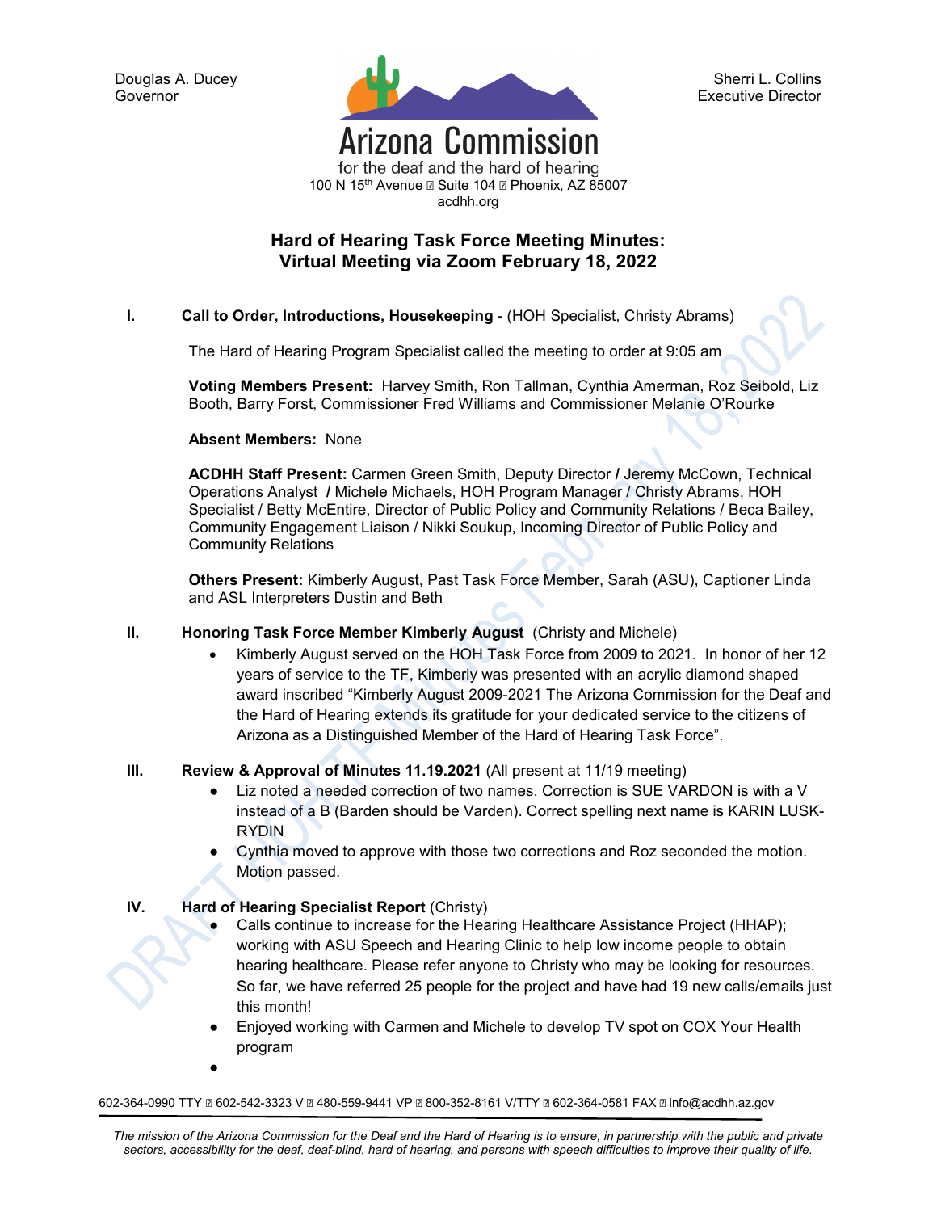Douglas A. Ducey
Governor

Sherri L. Collins
Executive Director

Arizona Commission
for the deaf and the hard of hearing
100 N 15th Avenue ▫ Suite 104 ▫ Phoenix, AZ 85007
acdhh.org

## Hard of Hearing Task Force Meeting Minutes: Virtual Meeting via Zoom February 18, 2022

**I. Call to Order, Introductions, Housekeeping** - (HOH Specialist, Christy Abrams)

The Hard of Hearing Program Specialist called the meeting to order at 9:05 am

**Voting Members Present:** Harvey Smith, Ron Tallman, Cynthia Amerman, Roz Seibold, Liz Booth, Barry Forst, Commissioner Fred Williams and Commissioner Melanie O'Rourke

**Absent Members:** None

**ACDHH Staff Present:** Carmen Green Smith, Deputy Director **/** Jeremy McCown, Technical Operations Analyst **/** Michele Michaels, HOH Program Manager / Christy Abrams, HOH Specialist / Betty McEntire, Director of Public Policy and Community Relations / Beca Bailey, Community Engagement Liaison / Nikki Soukup, Incoming Director of Public Policy and Community Relations

**Others Present:** Kimberly August, Past Task Force Member, Sarah (ASU), Captioner Linda and ASL Interpreters Dustin and Beth

**II. Honoring Task Force Member Kimberly August** (Christy and Michele)

- Kimberly August served on the HOH Task Force from 2009 to 2021. In honor of her 12 years of service to the TF, Kimberly was presented with an acrylic diamond shaped award inscribed "Kimberly August 2009-2021 The Arizona Commission for the Deaf and the Hard of Hearing extends its gratitude for your dedicated service to the citizens of Arizona as a Distinguished Member of the Hard of Hearing Task Force".

**III. Review & Approval of Minutes 11.19.2021** (All present at 11/19 meeting)

- Liz noted a needed correction of two names. Correction is SUE VARDON is with a V instead of a B (Barden should be Varden). Correct spelling next name is KARIN LUSK-RYDIN
- Cynthia moved to approve with those two corrections and Roz seconded the motion. Motion passed.

**IV. Hard of Hearing Specialist Report** (Christy)

- Calls continue to increase for the Hearing Healthcare Assistance Project (HHAP); working with ASU Speech and Hearing Clinic to help low income people to obtain hearing healthcare. Please refer anyone to Christy who may be looking for resources. So far, we have referred 25 people for the project and have had 19 new calls/emails just this month!
- Enjoyed working with Carmen and Michele to develop TV spot on COX Your Health program
- 

602-364-0990 TTY ▫ 602-542-3323 V ▫ 480-559-9441 VP ▫ 800-352-8161 V/TTY ▫ 602-364-0581 FAX ▫ info@acdhh.az.gov

*The mission of the Arizona Commission for the Deaf and the Hard of Hearing is to ensure, in partnership with the public and private sectors, accessibility for the deaf, deaf-blind, hard of hearing, and persons with speech difficulties to improve their quality of life.*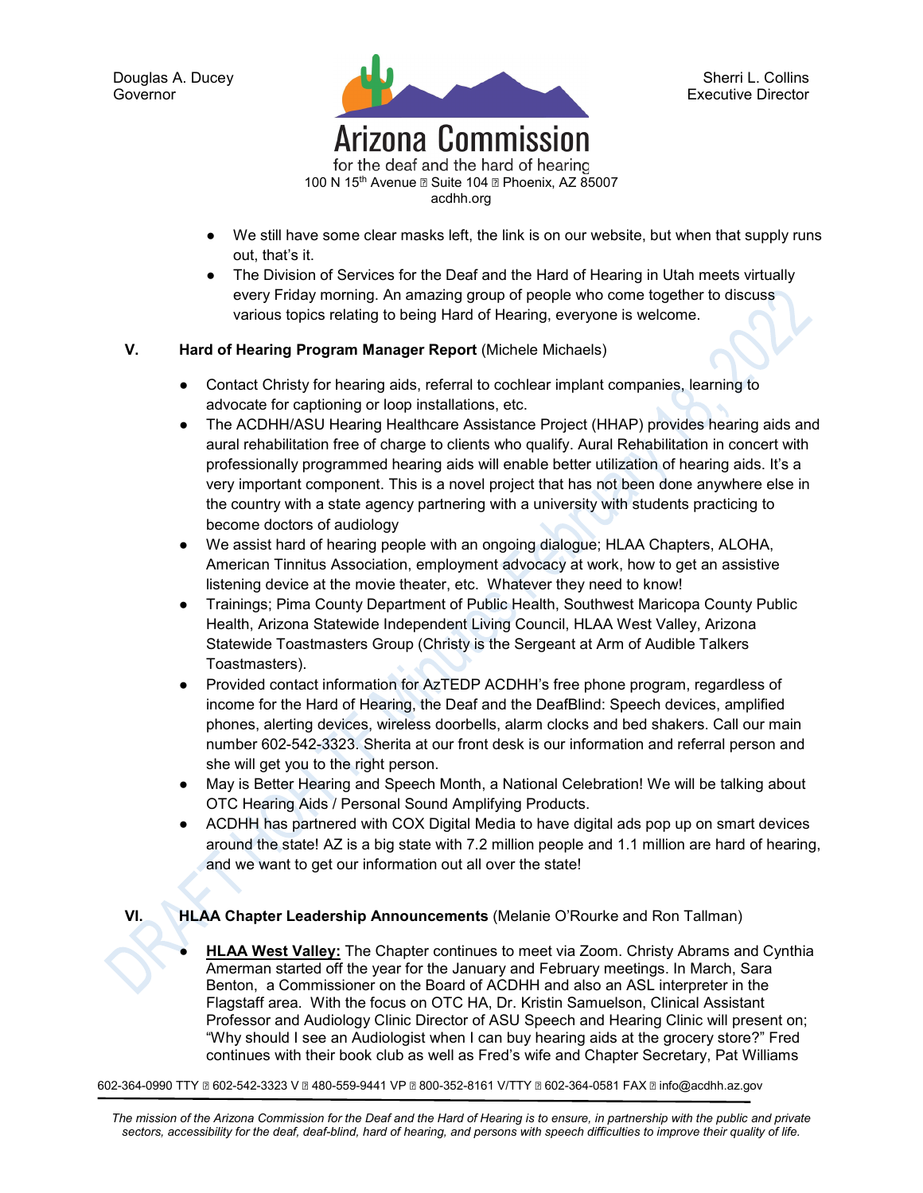- We still have some clear masks left, the link is on our website, but when that supply runs out, that's it.
- The Division of Services for the Deaf and the Hard of Hearing in Utah meets virtually every Friday morning. An amazing group of people who come together to discuss various topics relating to being Hard of Hearing, everyone is welcome.

## V. Hard of Hearing Program Manager Report (Michele Michaels)

- Contact Christy for hearing aids, referral to cochlear implant companies, learning to advocate for captioning or loop installations, etc.
- The ACDHH/ASU Hearing Healthcare Assistance Project (HHAP) provides hearing aids and aural rehabilitation free of charge to clients who qualify. Aural Rehabilitation in concert with professionally programmed hearing aids will enable better utilization of hearing aids. It's a very important component. This is a novel project that has not been done anywhere else in the country with a state agency partnering with a university with students practicing to become doctors of audiology
- We assist hard of hearing people with an ongoing dialogue; HLAA Chapters, ALOHA, American Tinnitus Association, employment advocacy at work, how to get an assistive listening device at the movie theater, etc. Whatever they need to know!
- Trainings; Pima County Department of Public Health, Southwest Maricopa County Public Health, Arizona Statewide Independent Living Council, HLAA West Valley, Arizona Statewide Toastmasters Group (Christy is the Sergeant at Arm of Audible Talkers Toastmasters).
- Provided contact information for AzTEDP ACDHH's free phone program, regardless of income for the Hard of Hearing, the Deaf and the DeafBlind: Speech devices, amplified phones, alerting devices, wireless doorbells, alarm clocks and bed shakers. Call our main number 602-542-3323. Sherita at our front desk is our information and referral person and she will get you to the right person.
- May is Better Hearing and Speech Month, a National Celebration! We will be talking about OTC Hearing Aids / Personal Sound Amplifying Products.
- ACDHH has partnered with COX Digital Media to have digital ads pop up on smart devices around the state! AZ is a big state with 7.2 million people and 1.1 million are hard of hearing, and we want to get our information out all over the state!

## VI. HLAA Chapter Leadership Announcements (Melanie O'Rourke and Ron Tallman)

- **HLAA West Valley:** The Chapter continues to meet via Zoom. Christy Abrams and Cynthia Amerman started off the year for the January and February meetings. In March, Sara Benton, a Commissioner on the Board of ACDHH and also an ASL interpreter in the Flagstaff area. With the focus on OTC HA, Dr. Kristin Samuelson, Clinical Assistant Professor and Audiology Clinic Director of ASU Speech and Hearing Clinic will present on; "Why should I see an Audiologist when I can buy hearing aids at the grocery store?" Fred continues with their book club as well as Fred's wife and Chapter Secretary, Pat Williams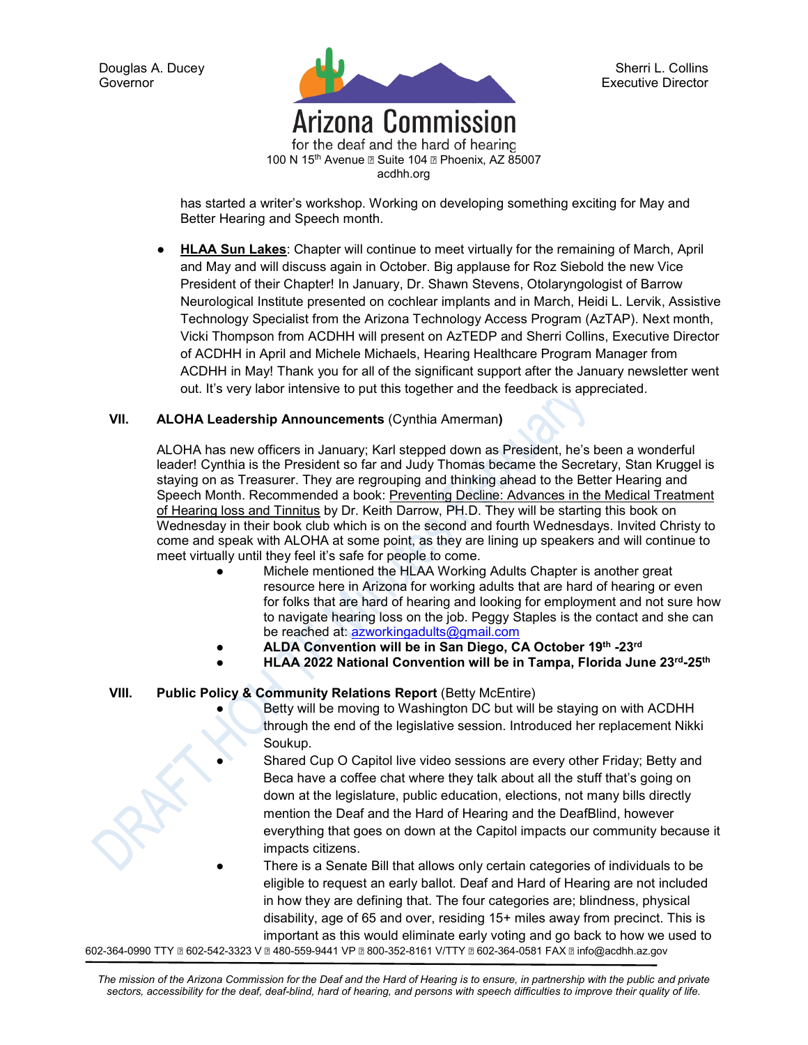has started a writer's workshop. Working on developing something exciting for May and Better Hearing and Speech month.

- **HLAA Sun Lakes**: Chapter will continue to meet virtually for the remaining of March, April and May and will discuss again in October. Big applause for Roz Siebold the new Vice President of their Chapter! In January, Dr. Shawn Stevens, Otolaryngologist of Barrow Neurological Institute presented on cochlear implants and in March, Heidi L. Lervik, Assistive Technology Specialist from the Arizona Technology Access Program (AzTAP). Next month, Vicki Thompson from ACDHH will present on AzTEDP and Sherri Collins, Executive Director of ACDHH in April and Michele Michaels, Hearing Healthcare Program Manager from ACDHH in May! Thank you for all of the significant support after the January newsletter went out. It's very labor intensive to put this together and the feedback is appreciated.

## VII. ALOHA Leadership Announcements (Cynthia Amerman)

ALOHA has new officers in January; Karl stepped down as President, he's been a wonderful leader! Cynthia is the President so far and Judy Thomas became the Secretary, Stan Kruggel is staying on as Treasurer. They are regrouping and thinking ahead to the Better Hearing and Speech Month. Recommended a book: Preventing Decline: Advances in the Medical Treatment of Hearing loss and Tinnitus by Dr. Keith Darrow, PH.D. They will be starting this book on Wednesday in their book club which is on the second and fourth Wednesdays. Invited Christy to come and speak with ALOHA at some point, as they are lining up speakers and will continue to meet virtually until they feel it's safe for people to come.

- Michele mentioned the HLAA Working Adults Chapter is another great resource here in Arizona for working adults that are hard of hearing or even for folks that are hard of hearing and looking for employment and not sure how to navigate hearing loss on the job. Peggy Staples is the contact and she can be reached at: azworkingadults@gmail.com
- **ALDA Convention will be in San Diego, CA October 19th -23rd**
- **HLAA 2022 National Convention will be in Tampa, Florida June 23rd-25th**

## VIII. Public Policy & Community Relations Report (Betty McEntire)

- Betty will be moving to Washington DC but will be staying on with ACDHH through the end of the legislative session. Introduced her replacement Nikki Soukup.
- Shared Cup O Capitol live video sessions are every other Friday; Betty and Beca have a coffee chat where they talk about all the stuff that's going on down at the legislature, public education, elections, not many bills directly mention the Deaf and the Hard of Hearing and the DeafBlind, however everything that goes on down at the Capitol impacts our community because it impacts citizens.
- There is a Senate Bill that allows only certain categories of individuals to be eligible to request an early ballot. Deaf and Hard of Hearing are not included in how they are defining that. The four categories are; blindness, physical disability, age of 65 and over, residing 15+ miles away from precinct. This is important as this would eliminate early voting and go back to how we used to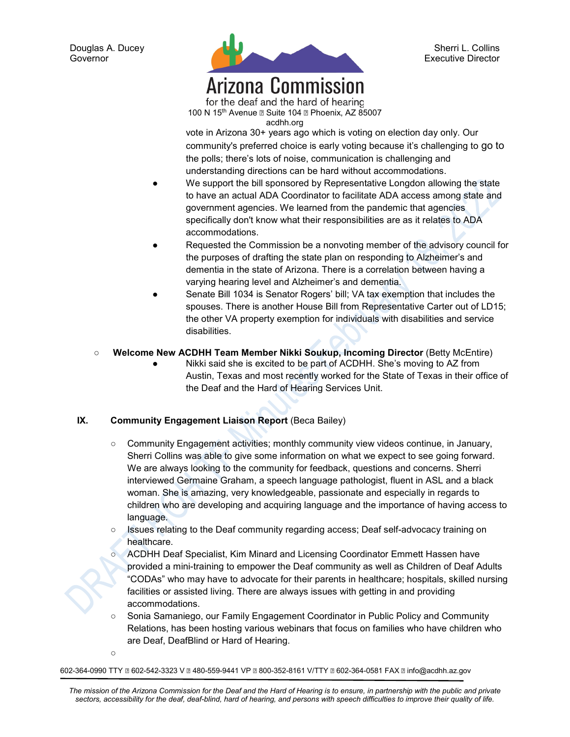vote in Arizona 30+ years ago which is voting on election day only. Our community's preferred choice is early voting because it's challenging to go to the polls; there's lots of noise, communication is challenging and understanding directions can be hard without accommodations.

- We support the bill sponsored by Representative Longdon allowing the state to have an actual ADA Coordinator to facilitate ADA access among state and government agencies. We learned from the pandemic that agencies specifically don't know what their responsibilities are as it relates to ADA accommodations.
- Requested the Commission be a nonvoting member of the advisory council for the purposes of drafting the state plan on responding to Alzheimer's and dementia in the state of Arizona. There is a correlation between having a varying hearing level and Alzheimer's and dementia.
- Senate Bill 1034 is Senator Rogers' bill; VA tax exemption that includes the spouses. There is another House Bill from Representative Carter out of LD15; the other VA property exemption for individuals with disabilities and service disabilities.

- **Welcome New ACDHH Team Member Nikki Soukup, Incoming Director** (Betty McEntire)
  - Nikki said she is excited to be part of ACDHH. She's moving to AZ from Austin, Texas and most recently worked for the State of Texas in their office of the Deaf and the Hard of Hearing Services Unit.

## IX. Community Engagement Liaison Report (Beca Bailey)

- Community Engagement activities; monthly community view videos continue, in January, Sherri Collins was able to give some information on what we expect to see going forward. We are always looking to the community for feedback, questions and concerns. Sherri interviewed Germaine Graham, a speech language pathologist, fluent in ASL and a black woman. She is amazing, very knowledgeable, passionate and especially in regards to children who are developing and acquiring language and the importance of having access to language.
- Issues relating to the Deaf community regarding access; Deaf self-advocacy training on healthcare.
- ACDHH Deaf Specialist, Kim Minard and Licensing Coordinator Emmett Hassen have provided a mini-training to empower the Deaf community as well as Children of Deaf Adults "CODAs" who may have to advocate for their parents in healthcare; hospitals, skilled nursing facilities or assisted living. There are always issues with getting in and providing accommodations.
- Sonia Samaniego, our Family Engagement Coordinator in Public Policy and Community Relations, has been hosting various webinars that focus on families who have children who are Deaf, DeafBlind or Hard of Hearing.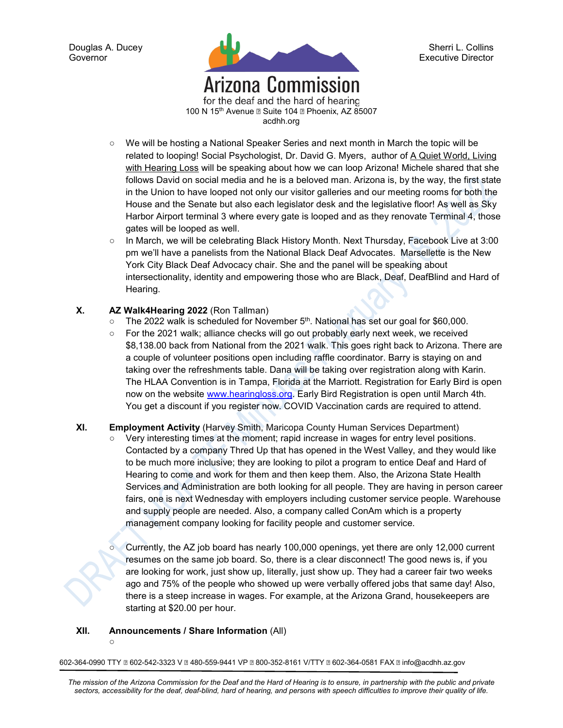- We will be hosting a National Speaker Series and next month in March the topic will be related to looping! Social Psychologist, Dr. David G. Myers, author of A Quiet World, Living with Hearing Loss will be speaking about how we can loop Arizona! Michele shared that she follows David on social media and he is a beloved man. Arizona is, by the way, the first state in the Union to have looped not only our visitor galleries and our meeting rooms for both the House and the Senate but also each legislator desk and the legislative floor! As well as Sky Harbor Airport terminal 3 where every gate is looped and as they renovate Terminal 4, those gates will be looped as well.
- In March, we will be celebrating Black History Month. Next Thursday, Facebook Live at 3:00 pm we'll have a panelists from the National Black Deaf Advocates. Marsellette is the New York City Black Deaf Advocacy chair. She and the panel will be speaking about intersectionality, identity and empowering those who are Black, Deaf, DeafBlind and Hard of Hearing.

**X. AZ Walk4Hearing 2022** (Ron Tallman)

- The 2022 walk is scheduled for November 5th. National has set our goal for $60,000.
- For the 2021 walk; alliance checks will go out probably early next week, we received $8,138.00 back from National from the 2021 walk. This goes right back to Arizona. There are a couple of volunteer positions open including raffle coordinator. Barry is staying on and taking over the refreshments table. Dana will be taking over registration along with Karin. The HLAA Convention is in Tampa, Florida at the Marriott. Registration for Early Bird is open now on the website www.hearingloss.org. Early Bird Registration is open until March 4th. You get a discount if you register now. COVID Vaccination cards are required to attend.

**XI. Employment Activity** (Harvey Smith, Maricopa County Human Services Department)

- Very interesting times at the moment; rapid increase in wages for entry level positions. Contacted by a company Thred Up that has opened in the West Valley, and they would like to be much more inclusive; they are looking to pilot a program to entice Deaf and Hard of Hearing to come and work for them and then keep them. Also, the Arizona State Health Services and Administration are both looking for all people. They are having in person career fairs, one is next Wednesday with employers including customer service people. Warehouse and supply people are needed. Also, a company called ConAm which is a property management company looking for facility people and customer service.

- Currently, the AZ job board has nearly 100,000 openings, yet there are only 12,000 current resumes on the same job board. So, there is a clear disconnect! The good news is, if you are looking for work, just show up, literally, just show up. They had a career fair two weeks ago and 75% of the people who showed up were verbally offered jobs that same day! Also, there is a steep increase in wages. For example, at the Arizona Grand, housekeepers are starting at $20.00 per hour.

**XII. Announcements / Share Information** (All)

-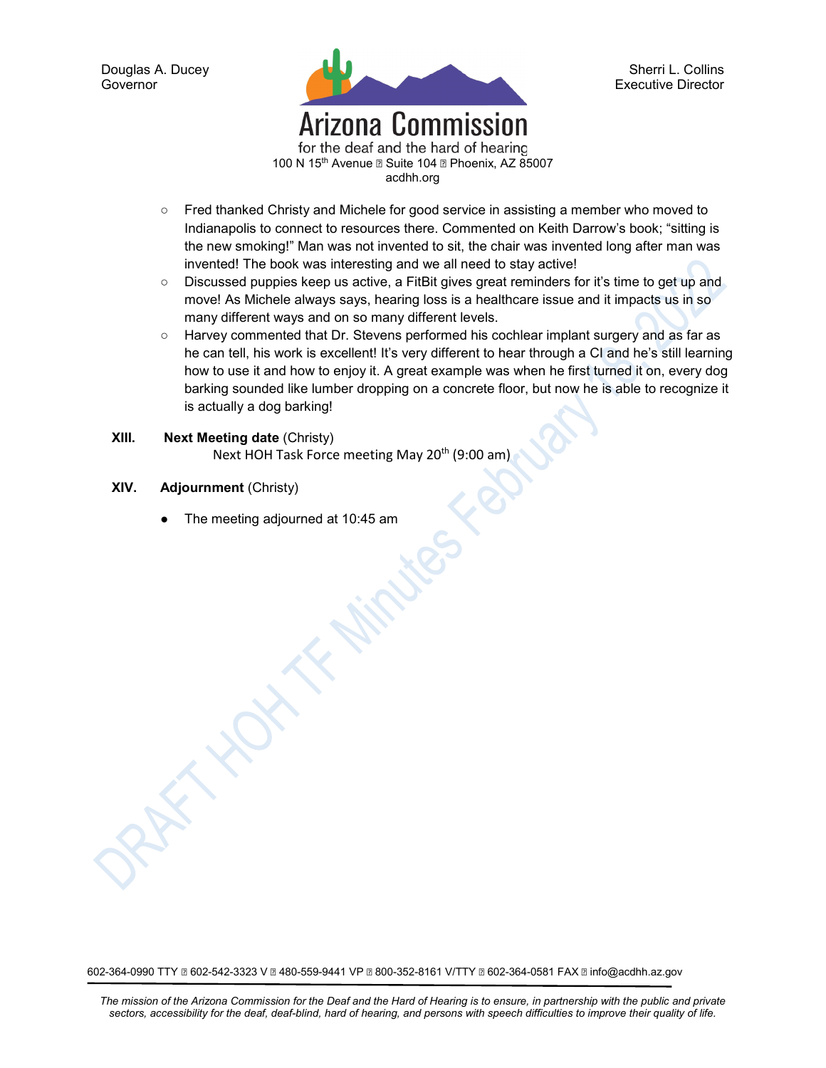- Fred thanked Christy and Michele for good service in assisting a member who moved to Indianapolis to connect to resources there. Commented on Keith Darrow's book; "sitting is the new smoking!" Man was not invented to sit, the chair was invented long after man was invented! The book was interesting and we all need to stay active!
- Discussed puppies keep us active, a FitBit gives great reminders for it's time to get up and move! As Michele always says, hearing loss is a healthcare issue and it impacts us in so many different ways and on so many different levels.
- Harvey commented that Dr. Stevens performed his cochlear implant surgery and as far as he can tell, his work is excellent! It's very different to hear through a CI and he's still learning how to use it and how to enjoy it. A great example was when he first turned it on, every dog barking sounded like lumber dropping on a concrete floor, but now he is able to recognize it is actually a dog barking!

**XIII. Next Meeting date** (Christy)

Next HOH Task Force meeting May 20th (9:00 am)

**XIV. Adjournment** (Christy)

- The meeting adjourned at 10:45 am